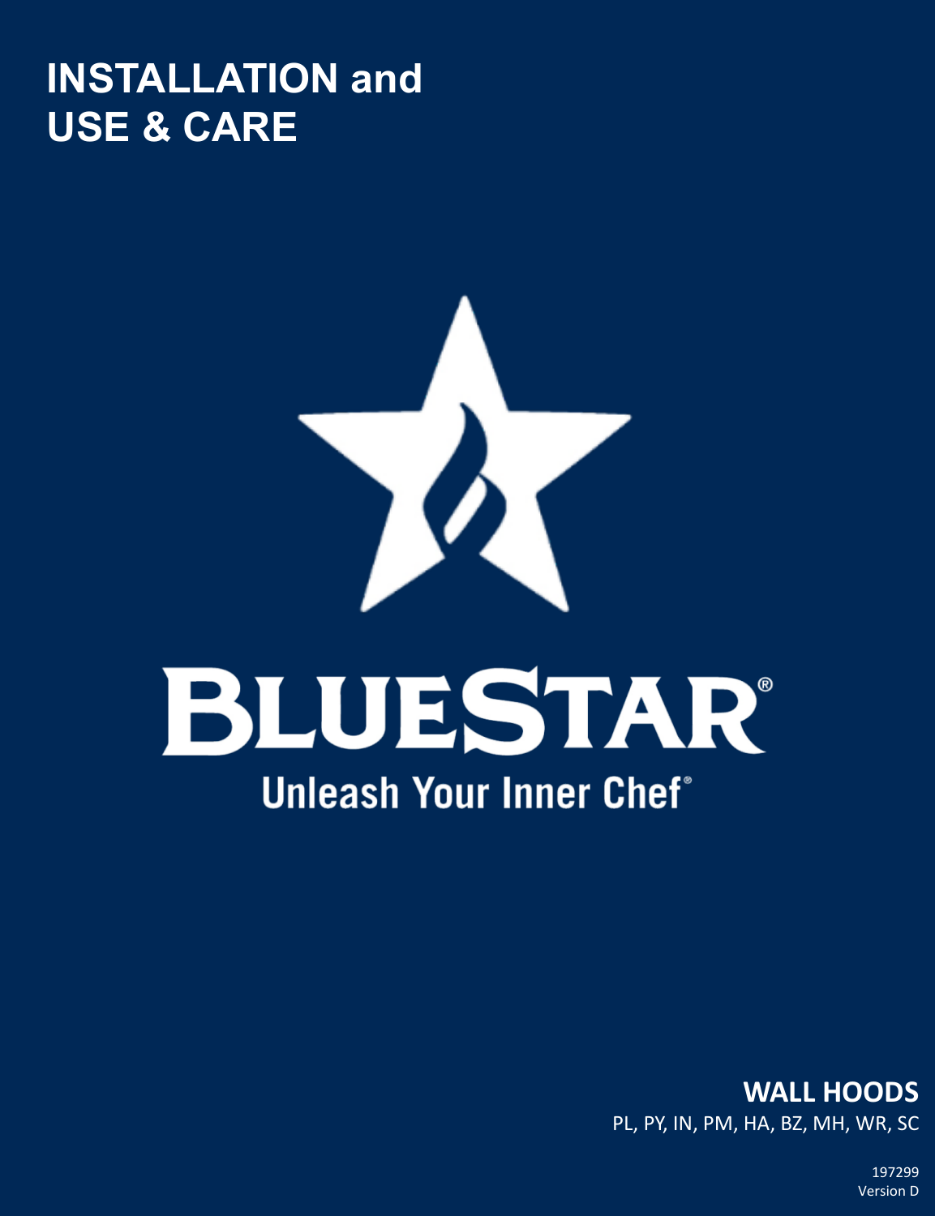# INSTALLATION and USE & CARE

BLUESTAR®

Unleash Your Inner Chef®

**WALL HOODS**

PL, PY, IN, PM, HA, BZ, MH, WR, SC

197299

Version D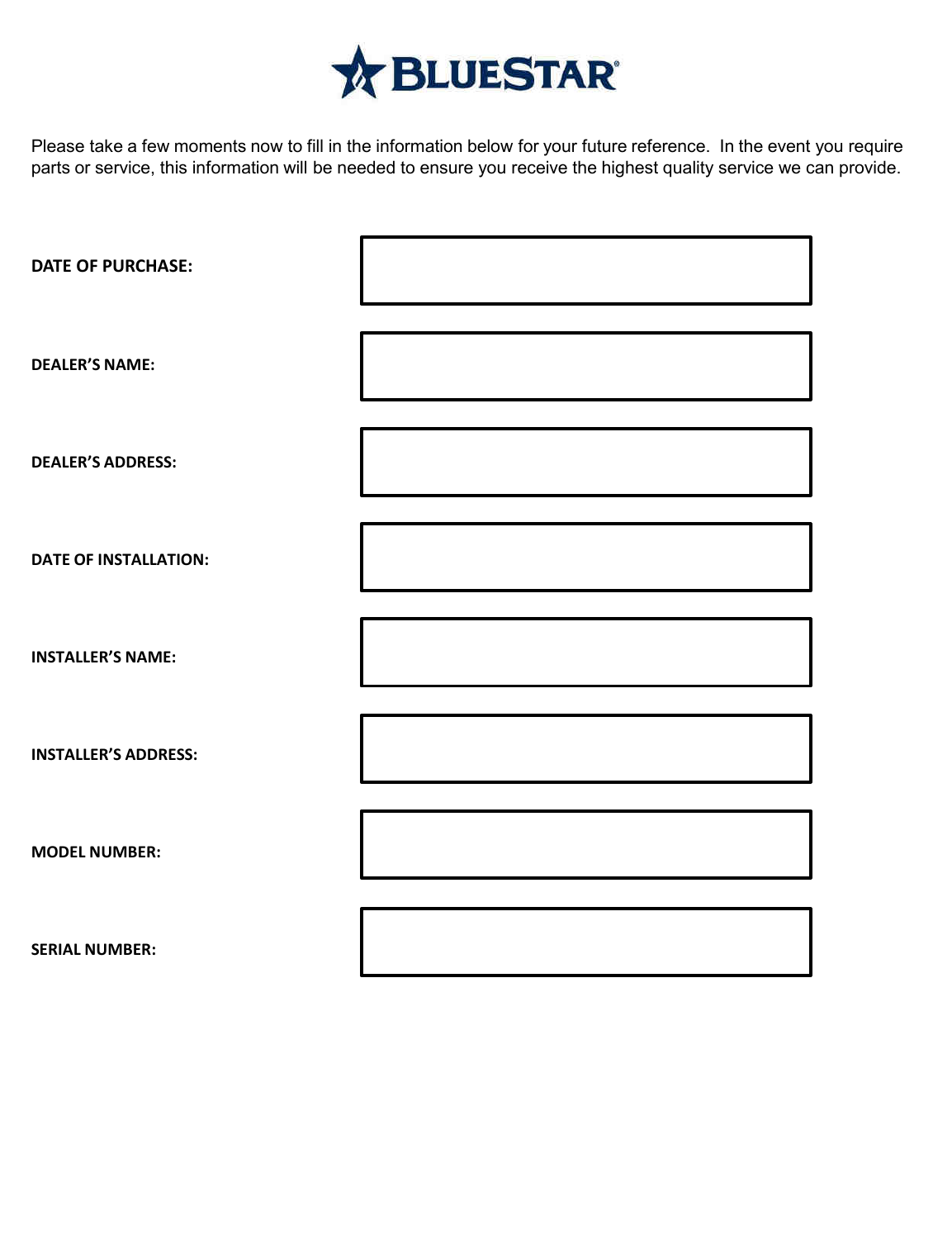# BLUESTAR®

Please take a few moments now to fill in the information below for your future reference. In the event you require parts or service, this information will be needed to ensure you receive the highest quality service we can provide.

| | |
|---|---|
| **DATE OF PURCHASE:** | |
| **DEALER'S NAME:** | |
| **DEALER'S ADDRESS:** | |
| **DATE OF INSTALLATION:** | |
| **INSTALLER'S NAME:** | |
| **INSTALLER'S ADDRESS:** | |
| **MODEL NUMBER:** | |
| **SERIAL NUMBER:** | |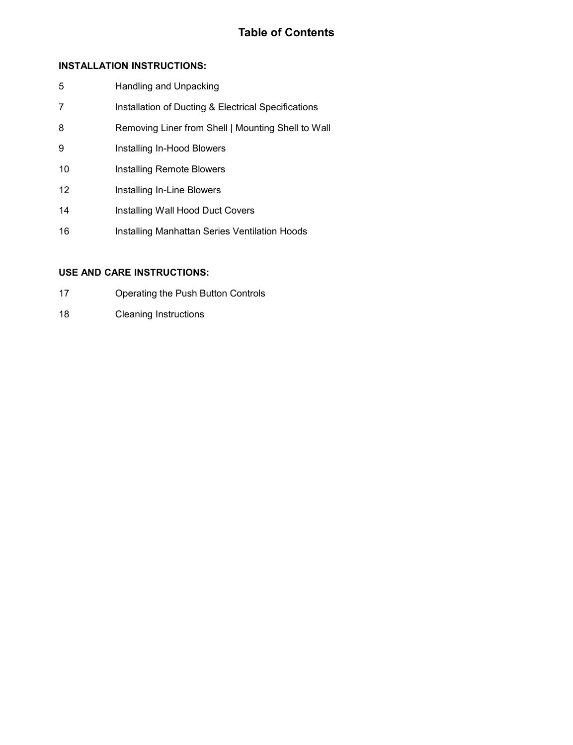# Table of Contents

**INSTALLATION INSTRUCTIONS:**

| | |
|---|---|
| 5 | Handling and Unpacking |
| 7 | Installation of Ducting & Electrical Specifications |
| 8 | Removing Liner from Shell \| Mounting Shell to Wall |
| 9 | Installing In-Hood Blowers |
| 10 | Installing Remote Blowers |
| 12 | Installing In-Line Blowers |
| 14 | Installing Wall Hood Duct Covers |
| 16 | Installing Manhattan Series Ventilation Hoods |

**USE AND CARE INSTRUCTIONS:**

| | |
|---|---|
| 17 | Operating the Push Button Controls |
| 18 | Cleaning Instructions |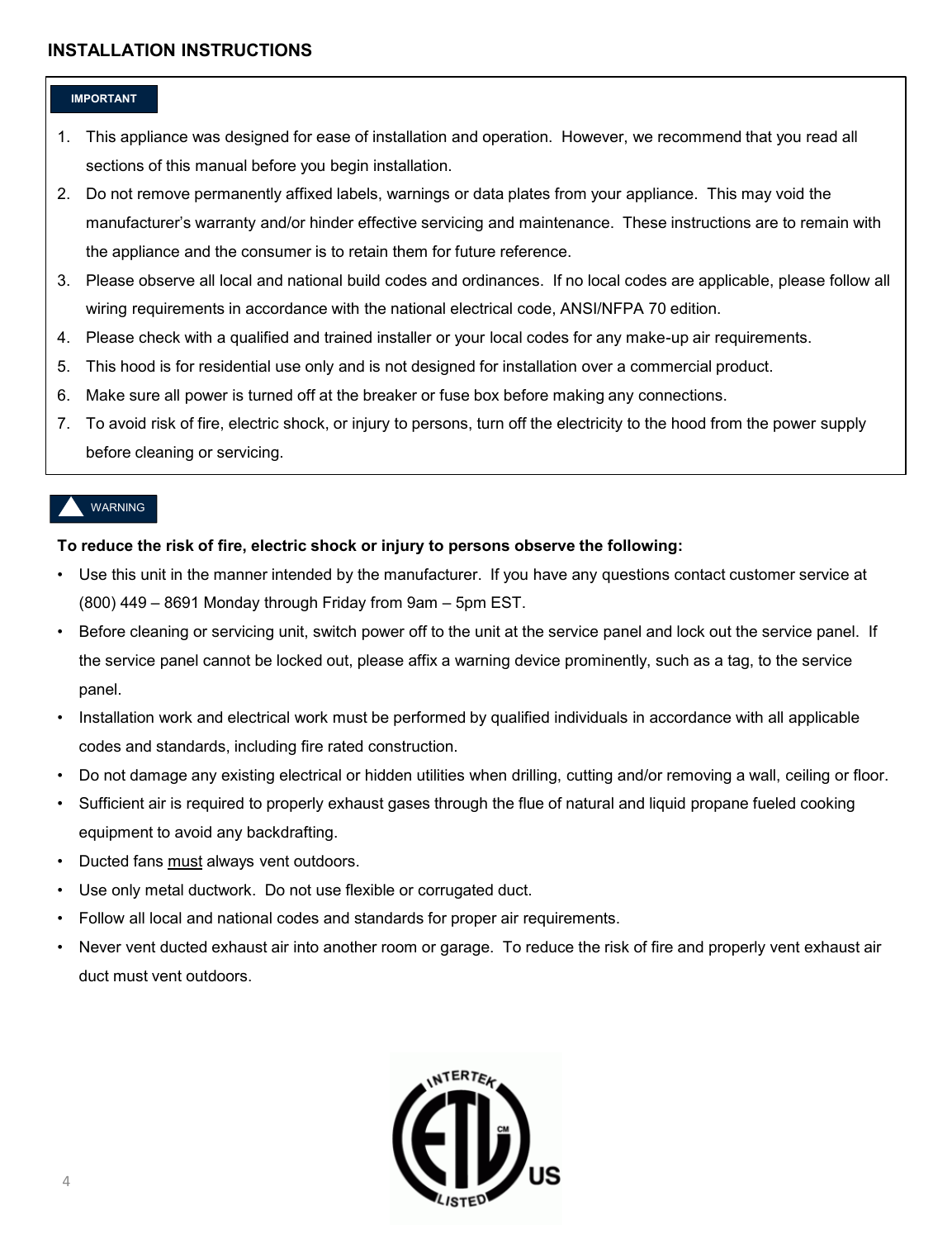## INSTALLATION INSTRUCTIONS

**IMPORTANT**

1. This appliance was designed for ease of installation and operation. However, we recommend that you read all sections of this manual before you begin installation.
2. Do not remove permanently affixed labels, warnings or data plates from your appliance. This may void the manufacturer's warranty and/or hinder effective servicing and maintenance. These instructions are to remain with the appliance and the consumer is to retain them for future reference.
3. Please observe all local and national build codes and ordinances. If no local codes are applicable, please follow all wiring requirements in accordance with the national electrical code, ANSI/NFPA 70 edition.
4. Please check with a qualified and trained installer or your local codes for any make-up air requirements.
5. This hood is for residential use only and is not designed for installation over a commercial product.
6. Make sure all power is turned off at the breaker or fuse box before making any connections.
7. To avoid risk of fire, electric shock, or injury to persons, turn off the electricity to the hood from the power supply before cleaning or servicing.

**WARNING**

**To reduce the risk of fire, electric shock or injury to persons observe the following:**

- Use this unit in the manner intended by the manufacturer. If you have any questions contact customer service at (800) 449 – 8691 Monday through Friday from 9am – 5pm EST.
- Before cleaning or servicing unit, switch power off to the unit at the service panel and lock out the service panel. If the service panel cannot be locked out, please affix a warning device prominently, such as a tag, to the service panel.
- Installation work and electrical work must be performed by qualified individuals in accordance with all applicable codes and standards, including fire rated construction.
- Do not damage any existing electrical or hidden utilities when drilling, cutting and/or removing a wall, ceiling or floor.
- Sufficient air is required to properly exhaust gases through the flue of natural and liquid propane fueled cooking equipment to avoid any backdrafting.
- Ducted fans must always vent outdoors.
- Use only metal ductwork. Do not use flexible or corrugated duct.
- Follow all local and national codes and standards for proper air requirements.
- Never vent ducted exhaust air into another room or garage. To reduce the risk of fire and properly vent exhaust air duct must vent outdoors.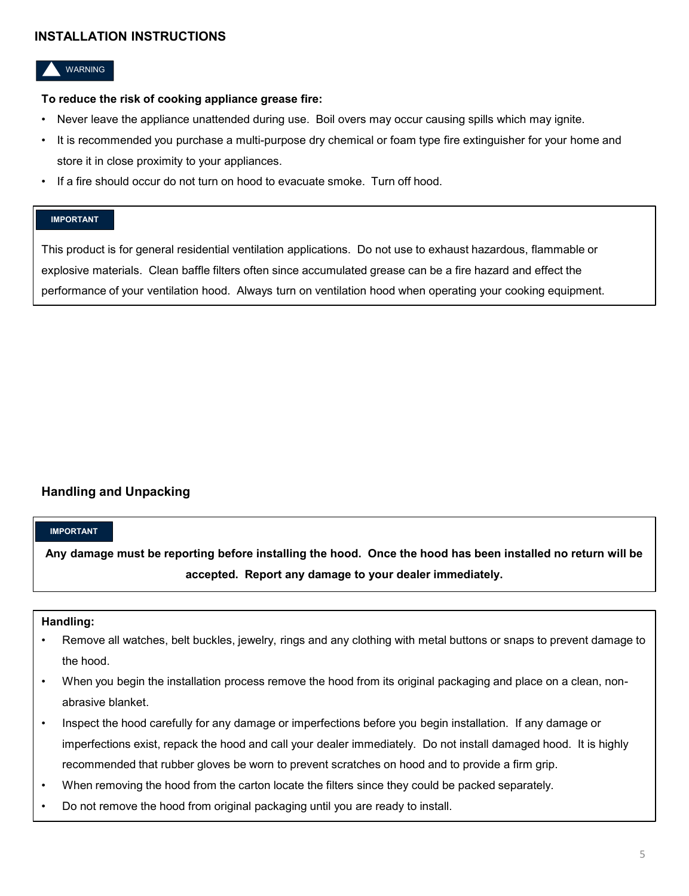## INSTALLATION INSTRUCTIONS

**WARNING**

**To reduce the risk of cooking appliance grease fire:**

- Never leave the appliance unattended during use. Boil overs may occur causing spills which may ignite.
- It is recommended you purchase a multi-purpose dry chemical or foam type fire extinguisher for your home and store it in close proximity to your appliances.
- If a fire should occur do not turn on hood to evacuate smoke. Turn off hood.

**IMPORTANT**

This product is for general residential ventilation applications. Do not use to exhaust hazardous, flammable or explosive materials. Clean baffle filters often since accumulated grease can be a fire hazard and effect the performance of your ventilation hood. Always turn on ventilation hood when operating your cooking equipment.

### Handling and Unpacking

**IMPORTANT**

**Any damage must be reporting before installing the hood. Once the hood has been installed no return will be accepted. Report any damage to your dealer immediately.**

**Handling:**

- Remove all watches, belt buckles, jewelry, rings and any clothing with metal buttons or snaps to prevent damage to the hood.
- When you begin the installation process remove the hood from its original packaging and place on a clean, non-abrasive blanket.
- Inspect the hood carefully for any damage or imperfections before you begin installation. If any damage or imperfections exist, repack the hood and call your dealer immediately. Do not install damaged hood. It is highly recommended that rubber gloves be worn to prevent scratches on hood and to provide a firm grip.
- When removing the hood from the carton locate the filters since they could be packed separately.
- Do not remove the hood from original packaging until you are ready to install.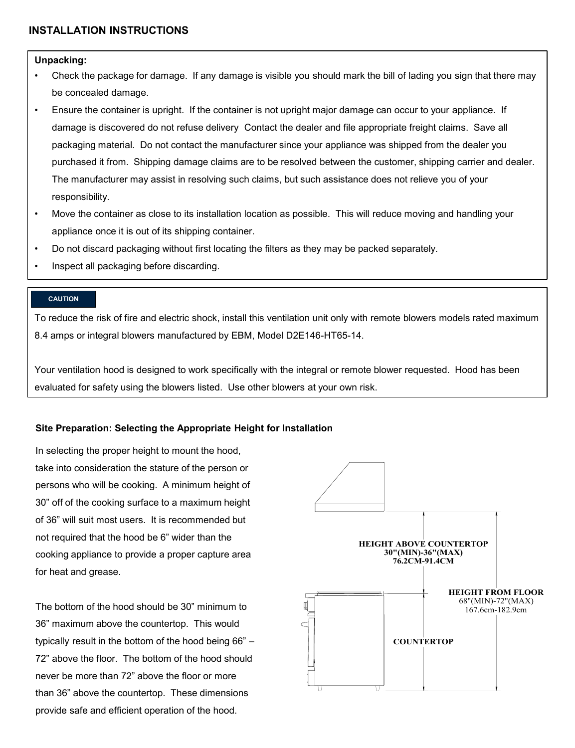## INSTALLATION INSTRUCTIONS

**Unpacking:**

- Check the package for damage. If any damage is visible you should mark the bill of lading you sign that there may be concealed damage.
- Ensure the container is upright. If the container is not upright major damage can occur to your appliance. If damage is discovered do not refuse delivery Contact the dealer and file appropriate freight claims. Save all packaging material. Do not contact the manufacturer since your appliance was shipped from the dealer you purchased it from. Shipping damage claims are to be resolved between the customer, shipping carrier and dealer. The manufacturer may assist in resolving such claims, but such assistance does not relieve you of your responsibility.
- Move the container as close to its installation location as possible. This will reduce moving and handling your appliance once it is out of its shipping container.
- Do not discard packaging without first locating the filters as they may be packed separately.
- Inspect all packaging before discarding.

**CAUTION**

To reduce the risk of fire and electric shock, install this ventilation unit only with remote blowers models rated maximum 8.4 amps or integral blowers manufactured by EBM, Model D2E146-HT65-14.

Your ventilation hood is designed to work specifically with the integral or remote blower requested. Hood has been evaluated for safety using the blowers listed. Use other blowers at your own risk.

### Site Preparation: Selecting the Appropriate Height for Installation

In selecting the proper height to mount the hood, take into consideration the stature of the person or persons who will be cooking. A minimum height of 30" off of the cooking surface to a maximum height of 36" will suit most users. It is recommended but not required that the hood be 6" wider than the cooking appliance to provide a proper capture area for heat and grease.

The bottom of the hood should be 30" minimum to 36" maximum above the countertop. This would typically result in the bottom of the hood being 66" – 72" above the floor. The bottom of the hood should never be more than 72" above the floor or more than 36" above the countertop. These dimensions provide safe and efficient operation of the hood.

HEIGHT ABOVE COUNTERTOP
30"(MIN)-36"(MAX)
76.2CM-91.4CM

HEIGHT FROM FLOOR
68"(MIN)-72"(MAX)
167.6cm-182.9cm

COUNTERTOP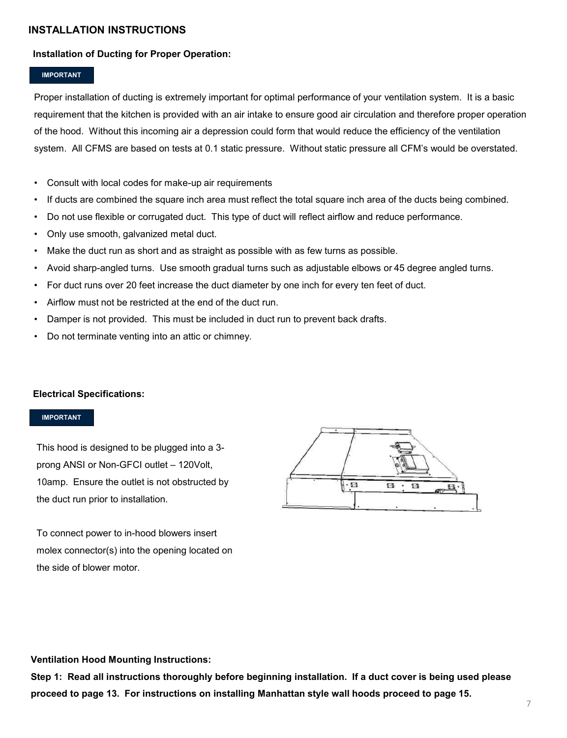## INSTALLATION INSTRUCTIONS

### Installation of Ducting for Proper Operation:

**IMPORTANT**

Proper installation of ducting is extremely important for optimal performance of your ventilation system. It is a basic requirement that the kitchen is provided with an air intake to ensure good air circulation and therefore proper operation of the hood. Without this incoming air a depression could form that would reduce the efficiency of the ventilation system. All CFMS are based on tests at 0.1 static pressure. Without static pressure all CFM's would be overstated.

- Consult with local codes for make-up air requirements
- If ducts are combined the square inch area must reflect the total square inch area of the ducts being combined.
- Do not use flexible or corrugated duct. This type of duct will reflect airflow and reduce performance.
- Only use smooth, galvanized metal duct.
- Make the duct run as short and as straight as possible with as few turns as possible.
- Avoid sharp-angled turns. Use smooth gradual turns such as adjustable elbows or 45 degree angled turns.
- For duct runs over 20 feet increase the duct diameter by one inch for every ten feet of duct.
- Airflow must not be restricted at the end of the duct run.
- Damper is not provided. This must be included in duct run to prevent back drafts.
- Do not terminate venting into an attic or chimney.

### Electrical Specifications:

**IMPORTANT**

This hood is designed to be plugged into a 3-prong ANSI or Non-GFCI outlet – 120Volt, 10amp. Ensure the outlet is not obstructed by the duct run prior to installation.

To connect power to in-hood blowers insert molex connector(s) into the opening located on the side of blower motor.

### Ventilation Hood Mounting Instructions:

**Step 1: Read all instructions thoroughly before beginning installation. If a duct cover is being used please proceed to page 13. For instructions on installing Manhattan style wall hoods proceed to page 15.**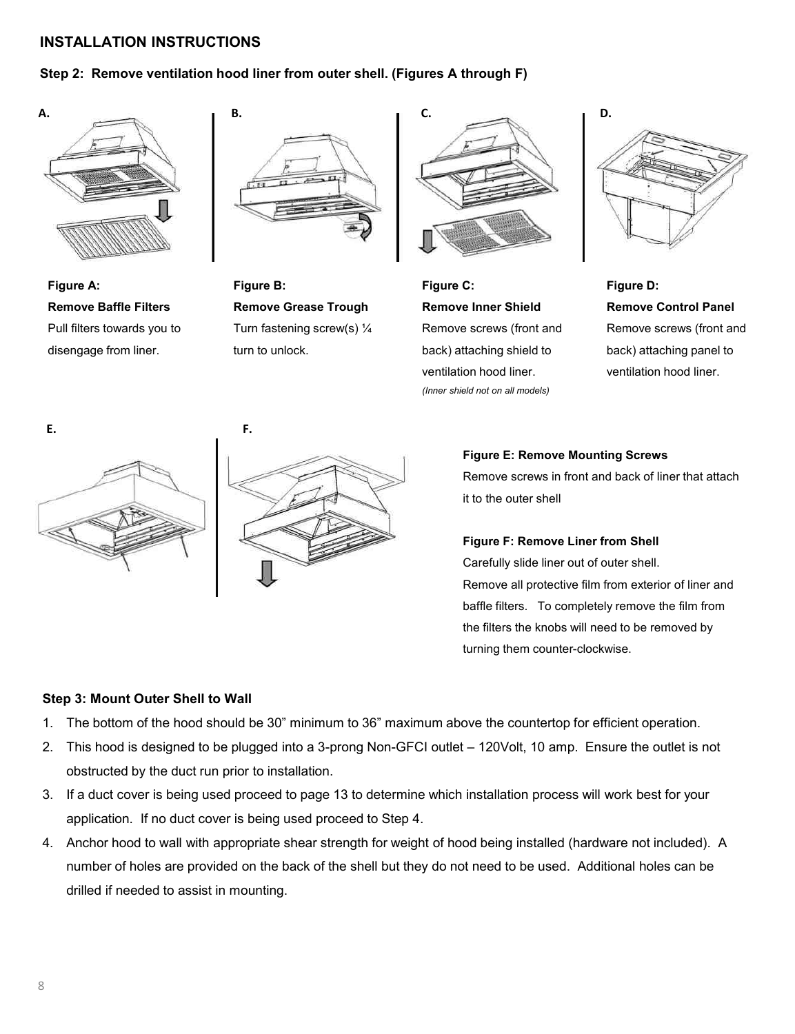## INSTALLATION INSTRUCTIONS

### Step 2: Remove ventilation hood liner from outer shell. (Figures A through F)

A.

**Figure A:**
**Remove Baffle Filters**
Pull filters towards you to disengage from liner.

B.

**Figure B:**
**Remove Grease Trough**
Turn fastening screw(s) ¼ turn to unlock.

C.

**Figure C:**
**Remove Inner Shield**
Remove screws (front and back) attaching shield to ventilation hood liner.
*(Inner shield not on all models)*

D.

**Figure D:**
**Remove Control Panel**
Remove screws (front and back) attaching panel to ventilation hood liner.

E.

F.

**Figure E: Remove Mounting Screws**
Remove screws in front and back of liner that attach it to the outer shell

**Figure F: Remove Liner from Shell**
Carefully slide liner out of outer shell.
Remove all protective film from exterior of liner and baffle filters. To completely remove the film from the filters the knobs will need to be removed by turning them counter-clockwise.

### Step 3: Mount Outer Shell to Wall

1. The bottom of the hood should be 30" minimum to 36" maximum above the countertop for efficient operation.
2. This hood is designed to be plugged into a 3-prong Non-GFCI outlet – 120Volt, 10 amp. Ensure the outlet is not obstructed by the duct run prior to installation.
3. If a duct cover is being used proceed to page 13 to determine which installation process will work best for your application. If no duct cover is being used proceed to Step 4.
4. Anchor hood to wall with appropriate shear strength for weight of hood being installed (hardware not included). A number of holes are provided on the back of the shell but they do not need to be used. Additional holes can be drilled if needed to assist in mounting.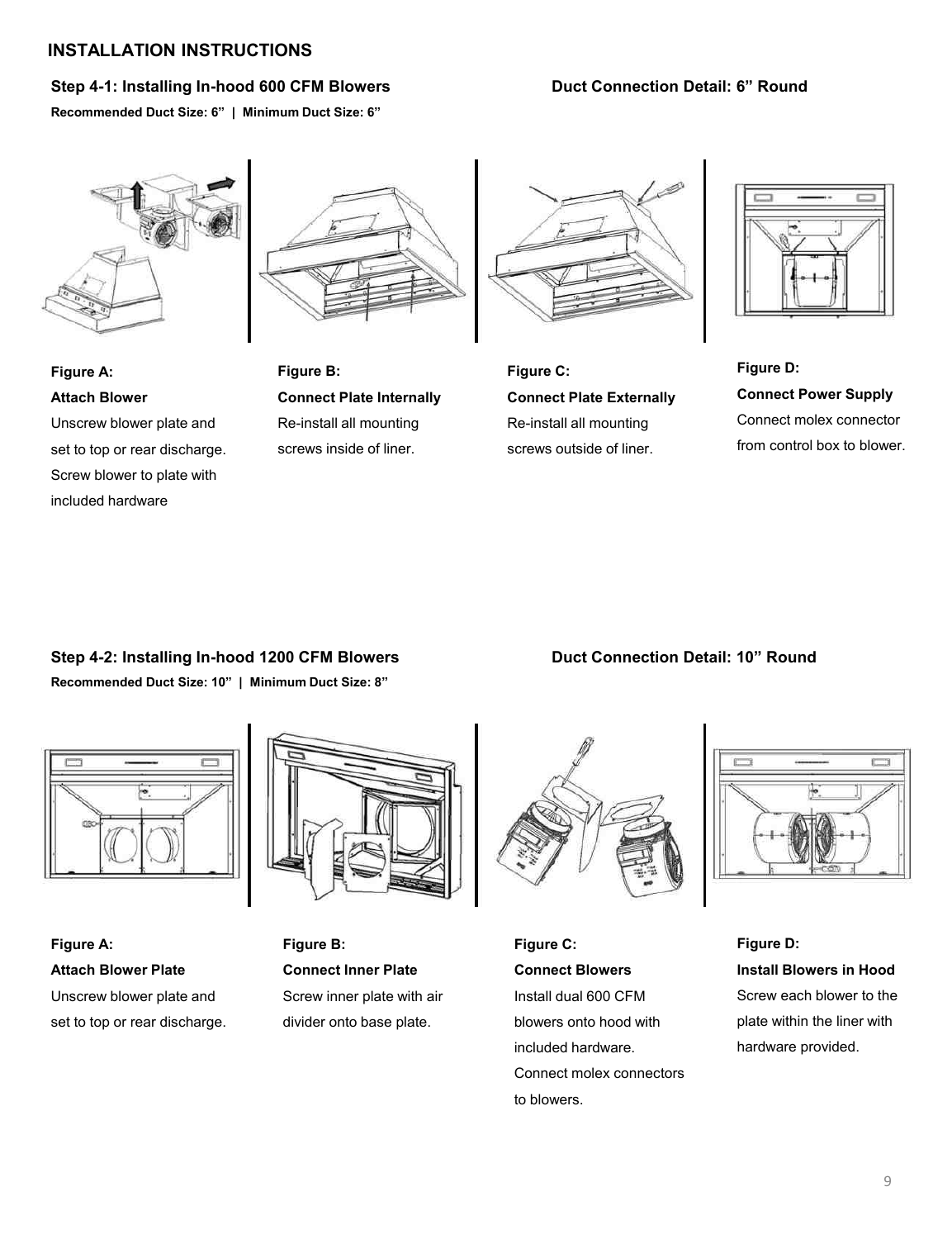# INSTALLATION INSTRUCTIONS

## Step 4-1: Installing In-hood 600 CFM Blowers

**Duct Connection Detail: 6” Round**

**Recommended Duct Size: 6” | Minimum Duct Size: 6”**

**Figure A:**
**Attach Blower**
Unscrew blower plate and set to top or rear discharge. Screw blower to plate with included hardware

**Figure B:**
**Connect Plate Internally**
Re-install all mounting screws inside of liner.

**Figure C:**
**Connect Plate Externally**
Re-install all mounting screws outside of liner.

**Figure D:**
**Connect Power Supply**
Connect molex connector from control box to blower.

## Step 4-2: Installing In-hood 1200 CFM Blowers

**Duct Connection Detail: 10” Round**

**Recommended Duct Size: 10” | Minimum Duct Size: 8”**

**Figure A:**
**Attach Blower Plate**
Unscrew blower plate and set to top or rear discharge.

**Figure B:**
**Connect Inner Plate**
Screw inner plate with air divider onto base plate.

**Figure C:**
**Connect Blowers**
Install dual 600 CFM blowers onto hood with included hardware. Connect molex connectors to blowers.

**Figure D:**
**Install Blowers in Hood**
Screw each blower to the plate within the liner with hardware provided.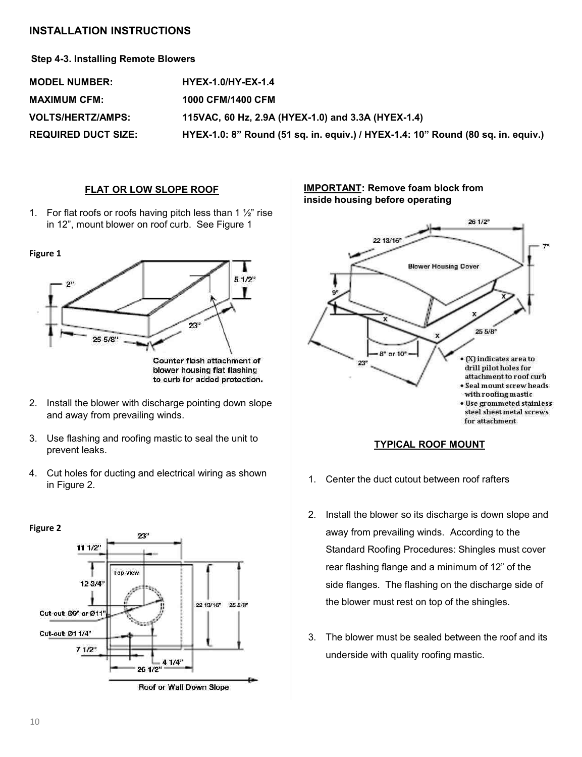## INSTALLATION INSTRUCTIONS

**Step 4-3. Installing Remote Blowers**

| | |
|---|---|
| **MODEL NUMBER:** | **HYEX-1.0/HY-EX-1.4** |
| **MAXIMUM CFM:** | **1000 CFM/1400 CFM** |
| **VOLTS/HERTZ/AMPS:** | **115VAC, 60 Hz, 2.9A (HYEX-1.0) and 3.3A (HYEX-1.4)** |
| **REQUIRED DUCT SIZE:** | **HYEX-1.0: 8" Round (51 sq. in. equiv.) / HYEX-1.4: 10" Round (80 sq. in. equiv.)** |

### FLAT OR LOW SLOPE ROOF

1. For flat roofs or roofs having pitch less than 1 ½" rise in 12", mount blower on roof curb. See Figure 1

**Figure 1**

2"
5 1/2"
23"
25 5/8"
Counter flash attachment of blower housing flat flashing to curb for added protection.

2. Install the blower with discharge pointing down slope and away from prevailing winds.
3. Use flashing and roofing mastic to seal the unit to prevent leaks.
4. Cut holes for ducting and electrical wiring as shown in Figure 2.

**Figure 2**

23"
11 1/2"
Top View
12 3/4"
Cut-out: Ø9" or Ø11"
Cut-out: Ø1 1/4"
7 1/2"
22 13/16"
25 5/8"
4 1/4"
26 1/2"
Roof or Wall Down Slope

**IMPORTANT: Remove foam block from inside housing before operating**

26 1/2"
22 13/16"
7"
Blower Housing Cover
9"
25 5/8"
8" or 10"
23"

- (X) indicates area to drill pilot holes for attachment to roof curb
- Seal mount screw heads with roofing mastic
- Use grommeted stainless steel sheet metal screws for attachment

### TYPICAL ROOF MOUNT

1. Center the duct cutout between roof rafters
2. Install the blower so its discharge is down slope and away from prevailing winds. According to the Standard Roofing Procedures: Shingles must cover rear flashing flange and a minimum of 12" of the side flanges. The flashing on the discharge side of the blower must rest on top of the shingles.
3. The blower must be sealed between the roof and its underside with quality roofing mastic.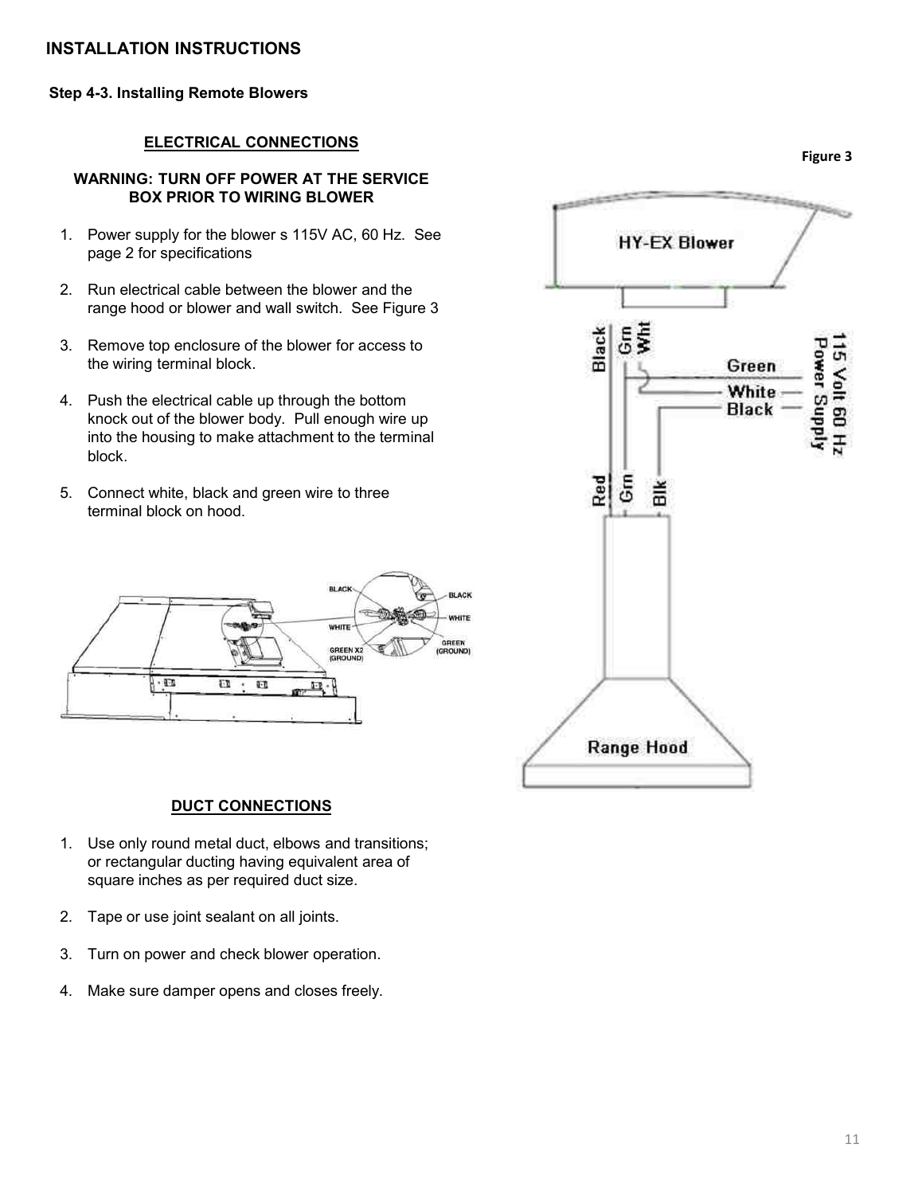# INSTALLATION INSTRUCTIONS

### Step 4-3. Installing Remote Blowers

#### ELECTRICAL CONNECTIONS

**WARNING: TURN OFF POWER AT THE SERVICE BOX PRIOR TO WIRING BLOWER**

1. Power supply for the blower s 115V AC, 60 Hz. See page 2 for specifications
2. Run electrical cable between the blower and the range hood or blower and wall switch. See Figure 3
3. Remove top enclosure of the blower for access to the wiring terminal block.
4. Push the electrical cable up through the bottom knock out of the blower body. Pull enough wire up into the housing to make attachment to the terminal block.
5. Connect white, black and green wire to three terminal block on hood.

Figure 3

#### DUCT CONNECTIONS

1. Use only round metal duct, elbows and transitions; or rectangular ducting having equivalent area of square inches as per required duct size.
2. Tape or use joint sealant on all joints.
3. Turn on power and check blower operation.
4. Make sure damper opens and closes freely.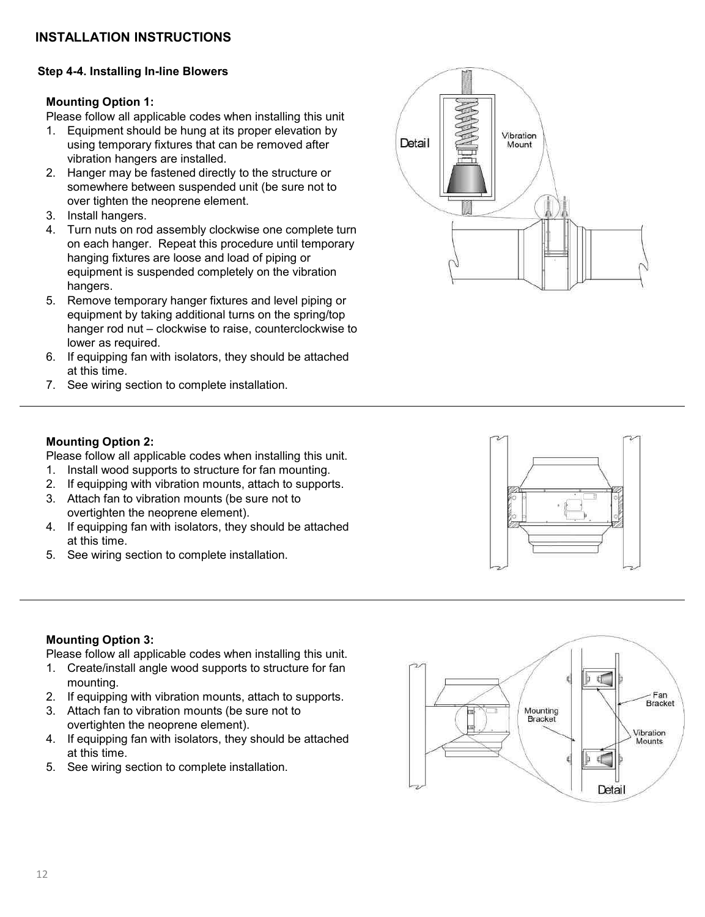## INSTALLATION INSTRUCTIONS

### Step 4-4. Installing In-line Blowers

**Mounting Option 1:**

Please follow all applicable codes when installing this unit

1. Equipment should be hung at its proper elevation by using temporary fixtures that can be removed after vibration hangers are installed.
2. Hanger may be fastened directly to the structure or somewhere between suspended unit (be sure not to over tighten the neoprene element.
3. Install hangers.
4. Turn nuts on rod assembly clockwise one complete turn on each hanger. Repeat this procedure until temporary hanging fixtures are loose and load of piping or equipment is suspended completely on the vibration hangers.
5. Remove temporary hanger fixtures and level piping or equipment by taking additional turns on the spring/top hanger rod nut – clockwise to raise, counterclockwise to lower as required.
6. If equipping fan with isolators, they should be attached at this time.
7. See wiring section to complete installation.

---

**Mounting Option 2:**

Please follow all applicable codes when installing this unit.

1. Install wood supports to structure for fan mounting.
2. If equipping with vibration mounts, attach to supports.
3. Attach fan to vibration mounts (be sure not to overtighten the neoprene element).
4. If equipping fan with isolators, they should be attached at this time.
5. See wiring section to complete installation.

---

**Mounting Option 3:**

Please follow all applicable codes when installing this unit.

1. Create/install angle wood supports to structure for fan mounting.
2. If equipping with vibration mounts, attach to supports.
3. Attach fan to vibration mounts (be sure not to overtighten the neoprene element).
4. If equipping fan with isolators, they should be attached at this time.
5. See wiring section to complete installation.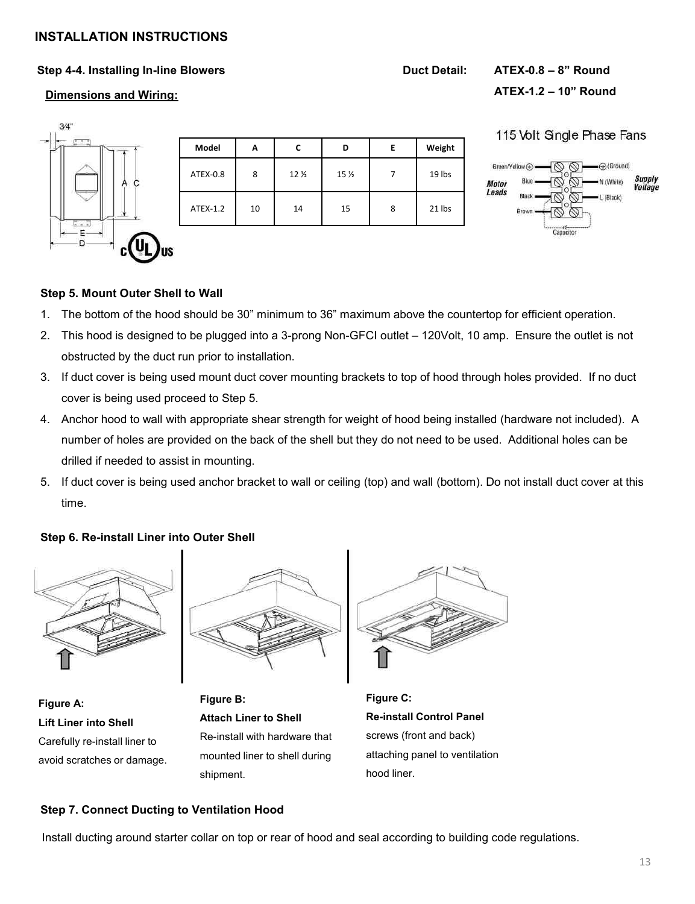## INSTALLATION INSTRUCTIONS

**Step 4-4. Installing In-line Blowers** **Duct Detail:** **ATEX-0.8 – 8" Round**

**ATEX-1.2 – 10" Round**

**Dimensions and Wiring:**

| Model | A | C | D | E | Weight |
|---|---|---|---|---|---|
| ATEX-0.8 | 8 | 12 ½ | 15 ½ | 7 | 19 lbs |
| ATEX-1.2 | 10 | 14 | 15 | 8 | 21 lbs |

115 Volt Single Phase Fans

### Step 5. Mount Outer Shell to Wall

1. The bottom of the hood should be 30" minimum to 36" maximum above the countertop for efficient operation.
2. This hood is designed to be plugged into a 3-prong Non-GFCI outlet – 120Volt, 10 amp. Ensure the outlet is not obstructed by the duct run prior to installation.
3. If duct cover is being used mount duct cover mounting brackets to top of hood through holes provided. If no duct cover is being used proceed to Step 5.
4. Anchor hood to wall with appropriate shear strength for weight of hood being installed (hardware not included). A number of holes are provided on the back of the shell but they do not need to be used. Additional holes can be drilled if needed to assist in mounting.
5. If duct cover is being used anchor bracket to wall or ceiling (top) and wall (bottom). Do not install duct cover at this time.

### Step 6. Re-install Liner into Outer Shell

**Figure A:**
**Lift Liner into Shell**
Carefully re-install liner to avoid scratches or damage.

**Figure B:**
**Attach Liner to Shell**
Re-install with hardware that mounted liner to shell during shipment.

**Figure C:**
**Re-install Control Panel**
screws (front and back) attaching panel to ventilation hood liner.

### Step 7. Connect Ducting to Ventilation Hood

Install ducting around starter collar on top or rear of hood and seal according to building code regulations.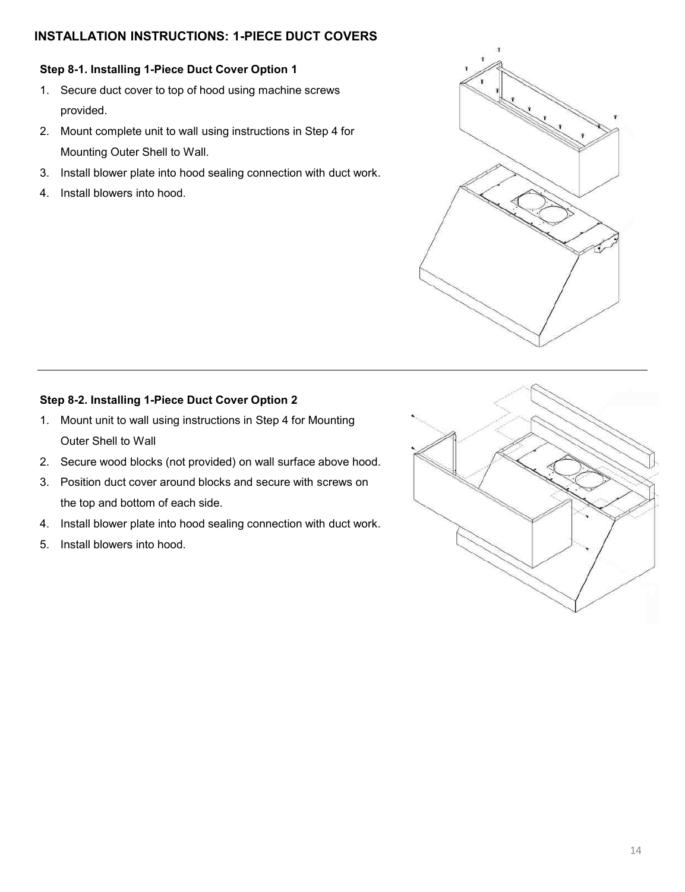## INSTALLATION INSTRUCTIONS: 1-PIECE DUCT COVERS

### Step 8-1. Installing 1-Piece Duct Cover Option 1

1. Secure duct cover to top of hood using machine screws provided.
2. Mount complete unit to wall using instructions in Step 4 for Mounting Outer Shell to Wall.
3. Install blower plate into hood sealing connection with duct work.
4. Install blowers into hood.

---

### Step 8-2. Installing 1-Piece Duct Cover Option 2

1. Mount unit to wall using instructions in Step 4 for Mounting Outer Shell to Wall
2. Secure wood blocks (not provided) on wall surface above hood.
3. Position duct cover around blocks and secure with screws on the top and bottom of each side.
4. Install blower plate into hood sealing connection with duct work.
5. Install blowers into hood.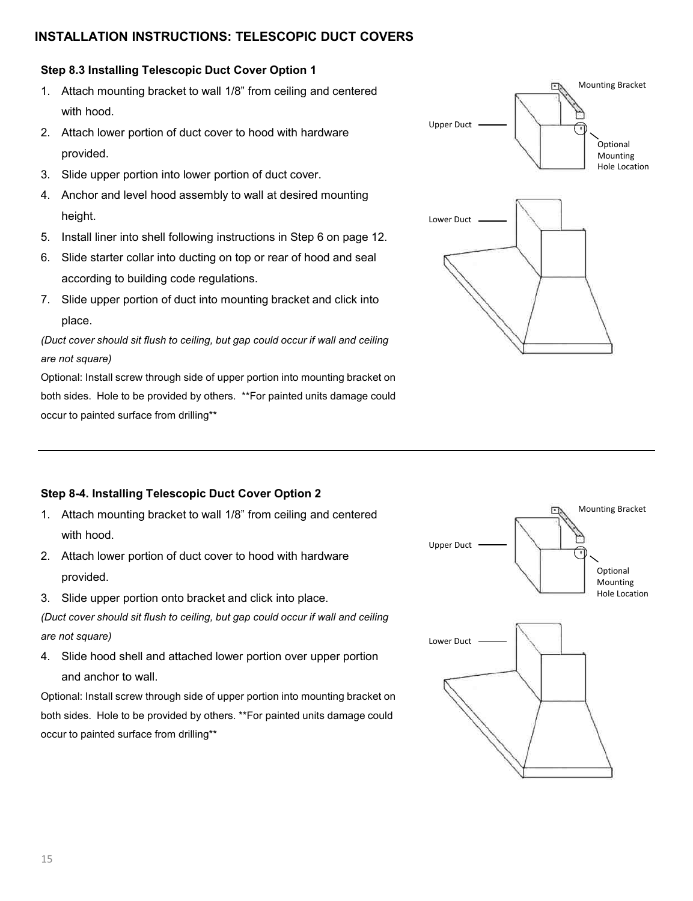## INSTALLATION INSTRUCTIONS: TELESCOPIC DUCT COVERS

### Step 8.3 Installing Telescopic Duct Cover Option 1

1. Attach mounting bracket to wall 1/8" from ceiling and centered with hood.
2. Attach lower portion of duct cover to hood with hardware provided.
3. Slide upper portion into lower portion of duct cover.
4. Anchor and level hood assembly to wall at desired mounting height.
5. Install liner into shell following instructions in Step 6 on page 12.
6. Slide starter collar into ducting on top or rear of hood and seal according to building code regulations.
7. Slide upper portion of duct into mounting bracket and click into place.

*(Duct cover should sit flush to ceiling, but gap could occur if wall and ceiling are not square)*

Optional: Install screw through side of upper portion into mounting bracket on both sides. Hole to be provided by others. **For painted units damage could occur to painted surface from drilling**

Mounting Bracket

Upper Duct

Optional Mounting Hole Location

Lower Duct

---

### Step 8-4. Installing Telescopic Duct Cover Option 2

1. Attach mounting bracket to wall 1/8" from ceiling and centered with hood.
2. Attach lower portion of duct cover to hood with hardware provided.
3. Slide upper portion onto bracket and click into place.

*(Duct cover should sit flush to ceiling, but gap could occur if wall and ceiling are not square)*

4. Slide hood shell and attached lower portion over upper portion and anchor to wall.

Optional: Install screw through side of upper portion into mounting bracket on both sides. Hole to be provided by others. **For painted units damage could occur to painted surface from drilling**

Mounting Bracket

Upper Duct

Optional Mounting Hole Location

Lower Duct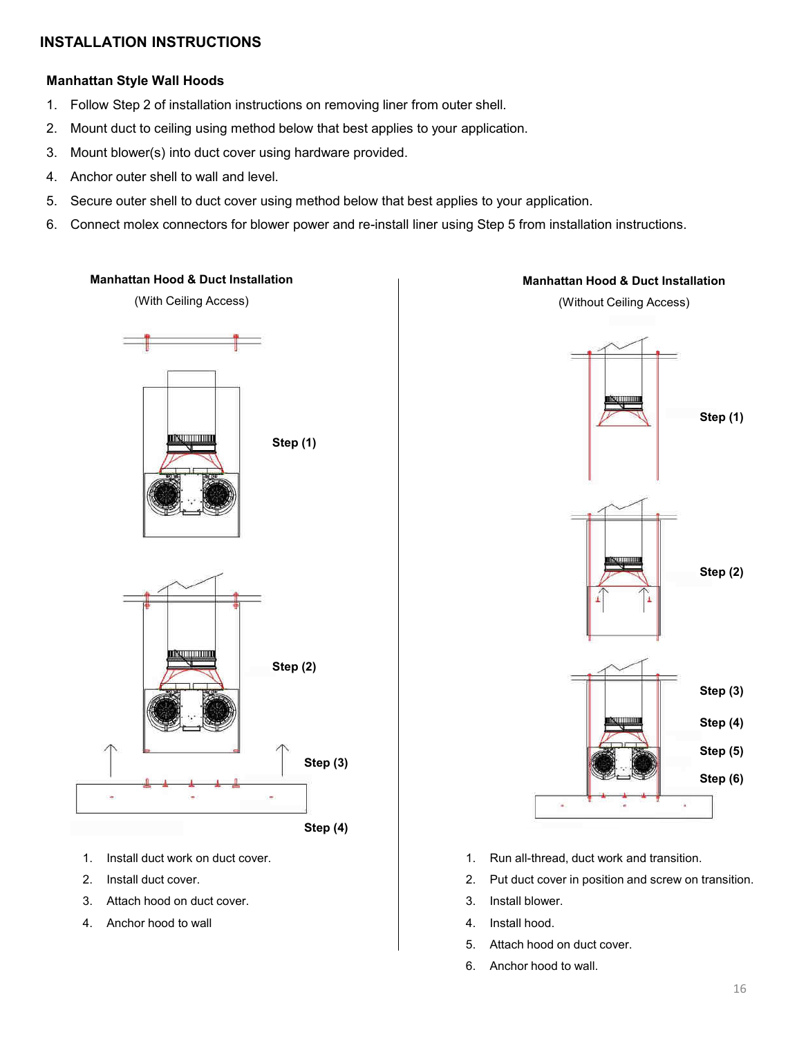# INSTALLATION INSTRUCTIONS

## Manhattan Style Wall Hoods

1. Follow Step 2 of installation instructions on removing liner from outer shell.
2. Mount duct to ceiling using method below that best applies to your application.
3. Mount blower(s) into duct cover using hardware provided.
4. Anchor outer shell to wall and level.
5. Secure outer shell to duct cover using method below that best applies to your application.
6. Connect molex connectors for blower power and re-install liner using Step 5 from installation instructions.

### Manhattan Hood & Duct Installation

(With Ceiling Access)

Step (1)

Step (2)

Step (3)

Step (4)

1. Install duct work on duct cover.
2. Install duct cover.
3. Attach hood on duct cover.
4. Anchor hood to wall

### Manhattan Hood & Duct Installation

(Without Ceiling Access)

Step (1)

Step (2)

Step (3)

Step (4)

Step (5)

Step (6)

1. Run all-thread, duct work and transition.
2. Put duct cover in position and screw on transition.
3. Install blower.
4. Install hood.
5. Attach hood on duct cover.
6. Anchor hood to wall.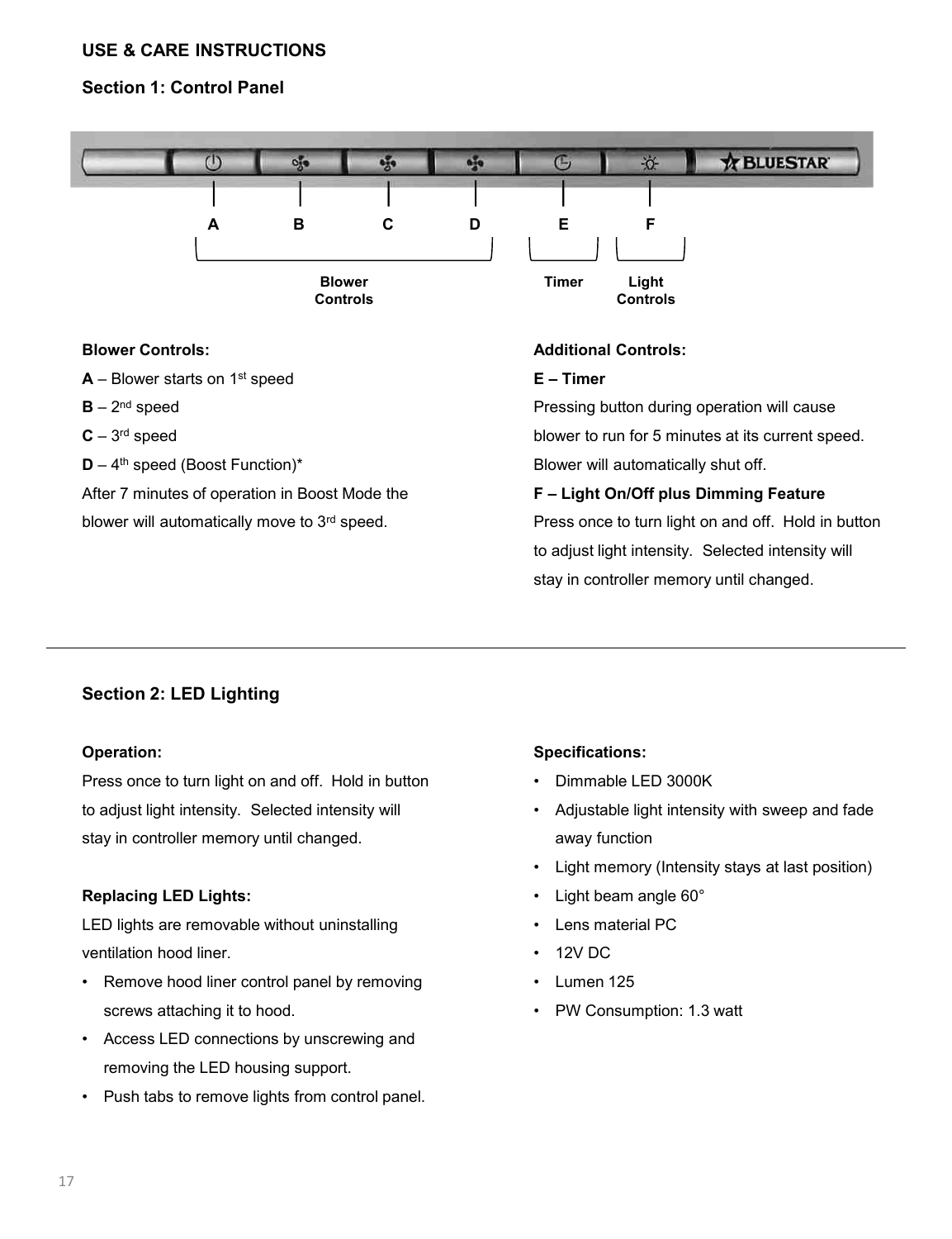## USE & CARE INSTRUCTIONS

### Section 1: Control Panel

A B C D E F

Blower Controls — Timer — Light Controls

**Blower Controls:**

**A** – Blower starts on 1st speed

**B** – 2nd speed

**C** – 3rd speed

**D** – 4th speed (Boost Function)*

After 7 minutes of operation in Boost Mode the blower will automatically move to 3rd speed.

**Additional Controls:**

**E – Timer**

Pressing button during operation will cause blower to run for 5 minutes at its current speed. Blower will automatically shut off.

**F – Light On/Off plus Dimming Feature**

Press once to turn light on and off. Hold in button to adjust light intensity. Selected intensity will stay in controller memory until changed.

---

### Section 2: LED Lighting

**Operation:**

Press once to turn light on and off. Hold in button to adjust light intensity. Selected intensity will stay in controller memory until changed.

**Replacing LED Lights:**

LED lights are removable without uninstalling ventilation hood liner.

- Remove hood liner control panel by removing screws attaching it to hood.
- Access LED connections by unscrewing and removing the LED housing support.
- Push tabs to remove lights from control panel.

**Specifications:**

- Dimmable LED 3000K
- Adjustable light intensity with sweep and fade away function
- Light memory (Intensity stays at last position)
- Light beam angle 60°
- Lens material PC
- 12V DC
- Lumen 125
- PW Consumption: 1.3 watt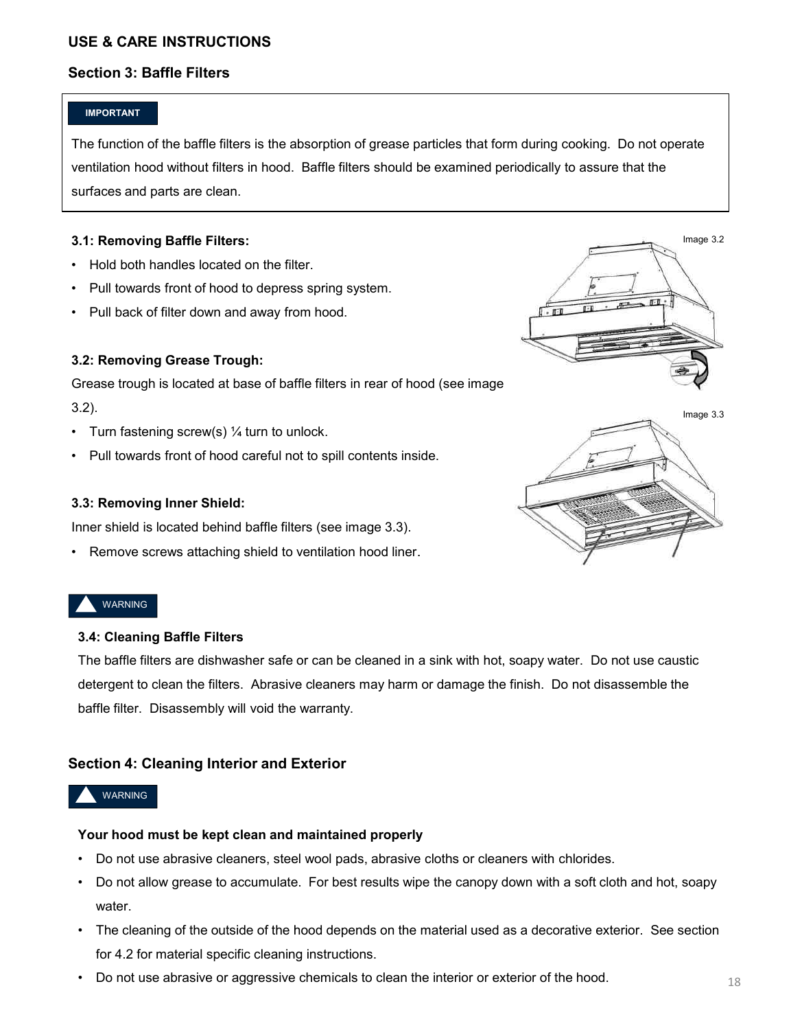## USE & CARE INSTRUCTIONS

### Section 3: Baffle Filters

**IMPORTANT**

The function of the baffle filters is the absorption of grease particles that form during cooking. Do not operate ventilation hood without filters in hood. Baffle filters should be examined periodically to assure that the surfaces and parts are clean.

**3.1: Removing Baffle Filters:**

- Hold both handles located on the filter.
- Pull towards front of hood to depress spring system.
- Pull back of filter down and away from hood.

Image 3.2

**3.2: Removing Grease Trough:**

Grease trough is located at base of baffle filters in rear of hood (see image 3.2).

- Turn fastening screw(s) ¼ turn to unlock.
- Pull towards front of hood careful not to spill contents inside.

Image 3.3

**3.3: Removing Inner Shield:**

Inner shield is located behind baffle filters (see image 3.3).

- Remove screws attaching shield to ventilation hood liner.

**WARNING**

**3.4: Cleaning Baffle Filters**

The baffle filters are dishwasher safe or can be cleaned in a sink with hot, soapy water. Do not use caustic detergent to clean the filters. Abrasive cleaners may harm or damage the finish. Do not disassemble the baffle filter. Disassembly will void the warranty.

### Section 4: Cleaning Interior and Exterior

**WARNING**

**Your hood must be kept clean and maintained properly**

- Do not use abrasive cleaners, steel wool pads, abrasive cloths or cleaners with chlorides.
- Do not allow grease to accumulate. For best results wipe the canopy down with a soft cloth and hot, soapy water.
- The cleaning of the outside of the hood depends on the material used as a decorative exterior. See section for 4.2 for material specific cleaning instructions.
- Do not use abrasive or aggressive chemicals to clean the interior or exterior of the hood.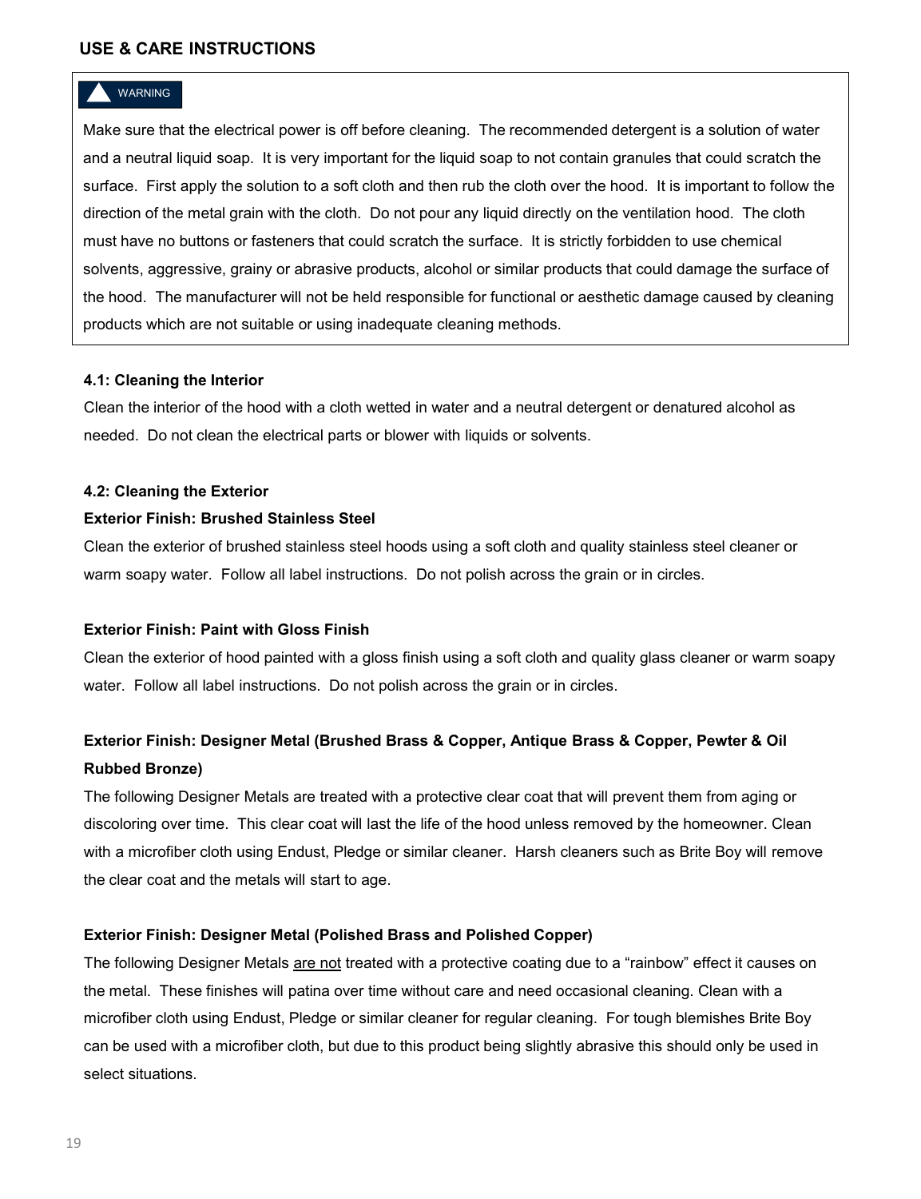## USE & CARE INSTRUCTIONS

> **WARNING**
>
> Make sure that the electrical power is off before cleaning. The recommended detergent is a solution of water and a neutral liquid soap. It is very important for the liquid soap to not contain granules that could scratch the surface. First apply the solution to a soft cloth and then rub the cloth over the hood. It is important to follow the direction of the metal grain with the cloth. Do not pour any liquid directly on the ventilation hood. The cloth must have no buttons or fasteners that could scratch the surface. It is strictly forbidden to use chemical solvents, aggressive, grainy or abrasive products, alcohol or similar products that could damage the surface of the hood. The manufacturer will not be held responsible for functional or aesthetic damage caused by cleaning products which are not suitable or using inadequate cleaning methods.

### 4.1: Cleaning the Interior

Clean the interior of the hood with a cloth wetted in water and a neutral detergent or denatured alcohol as needed. Do not clean the electrical parts or blower with liquids or solvents.

### 4.2: Cleaning the Exterior

**Exterior Finish: Brushed Stainless Steel**

Clean the exterior of brushed stainless steel hoods using a soft cloth and quality stainless steel cleaner or warm soapy water. Follow all label instructions. Do not polish across the grain or in circles.

**Exterior Finish: Paint with Gloss Finish**

Clean the exterior of hood painted with a gloss finish using a soft cloth and quality glass cleaner or warm soapy water. Follow all label instructions. Do not polish across the grain or in circles.

**Exterior Finish: Designer Metal (Brushed Brass & Copper, Antique Brass & Copper, Pewter & Oil Rubbed Bronze)**

The following Designer Metals are treated with a protective clear coat that will prevent them from aging or discoloring over time. This clear coat will last the life of the hood unless removed by the homeowner. Clean with a microfiber cloth using Endust, Pledge or similar cleaner. Harsh cleaners such as Brite Boy will remove the clear coat and the metals will start to age.

**Exterior Finish: Designer Metal (Polished Brass and Polished Copper)**

The following Designer Metals <u>are not</u> treated with a protective coating due to a "rainbow" effect it causes on the metal. These finishes will patina over time without care and need occasional cleaning. Clean with a microfiber cloth using Endust, Pledge or similar cleaner for regular cleaning. For tough blemishes Brite Boy can be used with a microfiber cloth, but due to this product being slightly abrasive this should only be used in select situations.